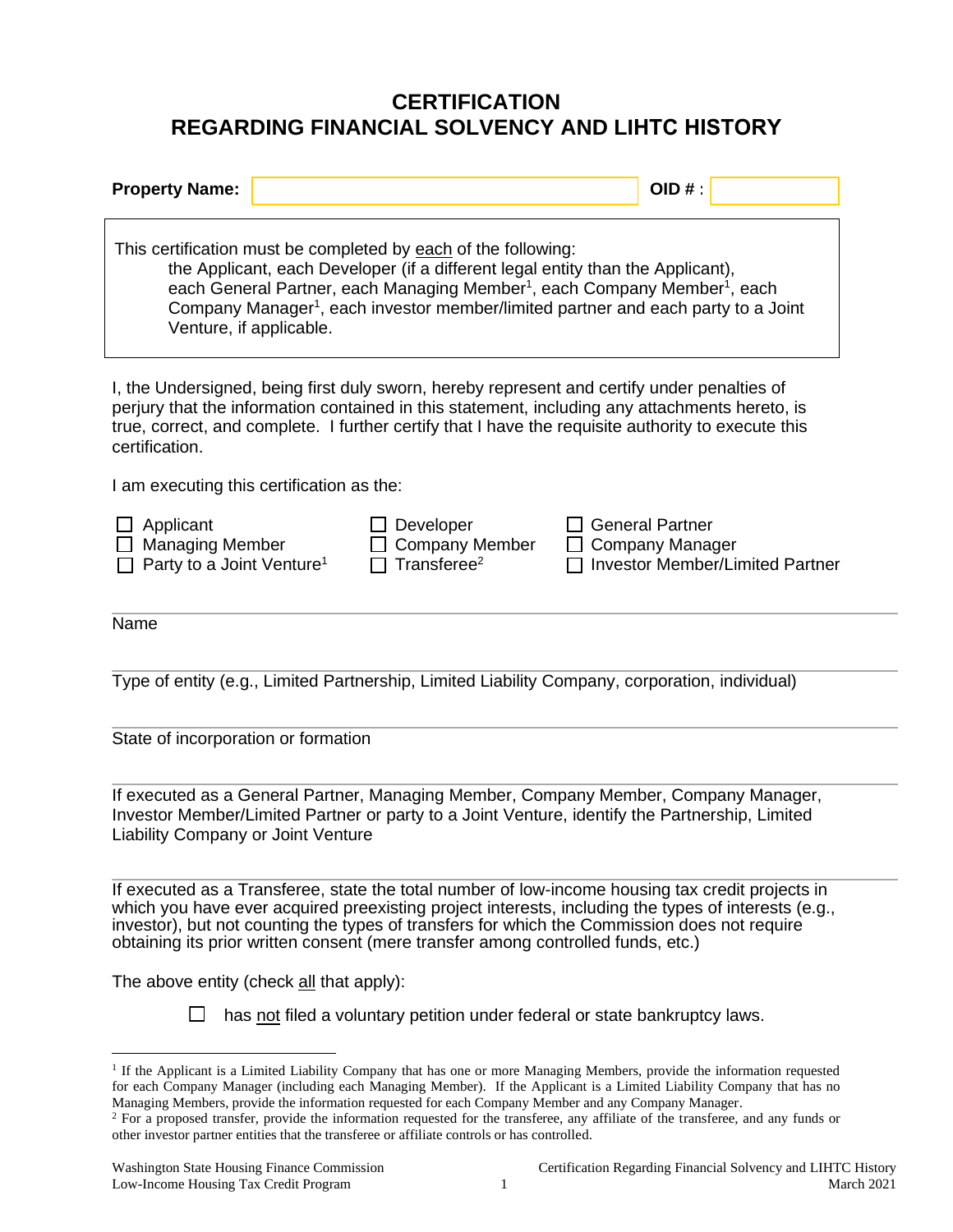# CERTIFICATION
# REGARDING FINANCIAL SOLVENCY AND LIHTC HISTORY

**Property Name:** \_\_\_\_\_\_\_\_\_\_\_\_\_\_\_\_\_\_\_\_ **OID #** : \_\_\_\_\_\_\_\_

This certification must be completed by each of the following:
the Applicant, each Developer (if a different legal entity than the Applicant), each General Partner, each Managing Member[1], each Company Member[1], each Company Manager[1], each investor member/limited partner and each party to a Joint Venture, if applicable.

I, the Undersigned, being first duly sworn, hereby represent and certify under penalties of perjury that the information contained in this statement, including any attachments hereto, is true, correct, and complete. I further certify that I have the requisite authority to execute this certification.

I am executing this certification as the:

- ☐ Applicant
- ☐ Managing Member
- ☐ Party to a Joint Venture[1]
- ☐ Developer
- ☐ Company Member
- ☐ Transferee[2]
- ☐ General Partner
- ☐ Company Manager
- ☐ Investor Member/Limited Partner

\_\_\_\_\_\_\_\_\_\_\_\_\_\_\_\_\_\_\_\_\_\_\_\_\_\_\_\_\_\_\_\_\_\_\_\_\_\_\_\_
Name

\_\_\_\_\_\_\_\_\_\_\_\_\_\_\_\_\_\_\_\_\_\_\_\_\_\_\_\_\_\_\_\_\_\_\_\_\_\_\_\_
Type of entity (e.g., Limited Partnership, Limited Liability Company, corporation, individual)

\_\_\_\_\_\_\_\_\_\_\_\_\_\_\_\_\_\_\_\_\_\_\_\_\_\_\_\_\_\_\_\_\_\_\_\_\_\_\_\_
State of incorporation or formation

\_\_\_\_\_\_\_\_\_\_\_\_\_\_\_\_\_\_\_\_\_\_\_\_\_\_\_\_\_\_\_\_\_\_\_\_\_\_\_\_
If executed as a General Partner, Managing Member, Company Member, Company Manager, Investor Member/Limited Partner or party to a Joint Venture, identify the Partnership, Limited Liability Company or Joint Venture

\_\_\_\_\_\_\_\_\_\_\_\_\_\_\_\_\_\_\_\_\_\_\_\_\_\_\_\_\_\_\_\_\_\_\_\_\_\_\_\_
If executed as a Transferee, state the total number of low-income housing tax credit projects in which you have ever acquired preexisting project interests, including the types of interests (e.g., investor), but not counting the types of transfers for which the Commission does not require obtaining its prior written consent (mere transfer among controlled funds, etc.)

The above entity (check all that apply):

- ☐ has not filed a voluntary petition under federal or state bankruptcy laws.

---

[1] If the Applicant is a Limited Liability Company that has one or more Managing Members, provide the information requested for each Company Manager (including each Managing Member). If the Applicant is a Limited Liability Company that has no Managing Members, provide the information requested for each Company Member and any Company Manager.

[2] For a proposed transfer, provide the information requested for the transferee, any affiliate of the transferee, and any funds or other investor partner entities that the transferee or affiliate controls or has controlled.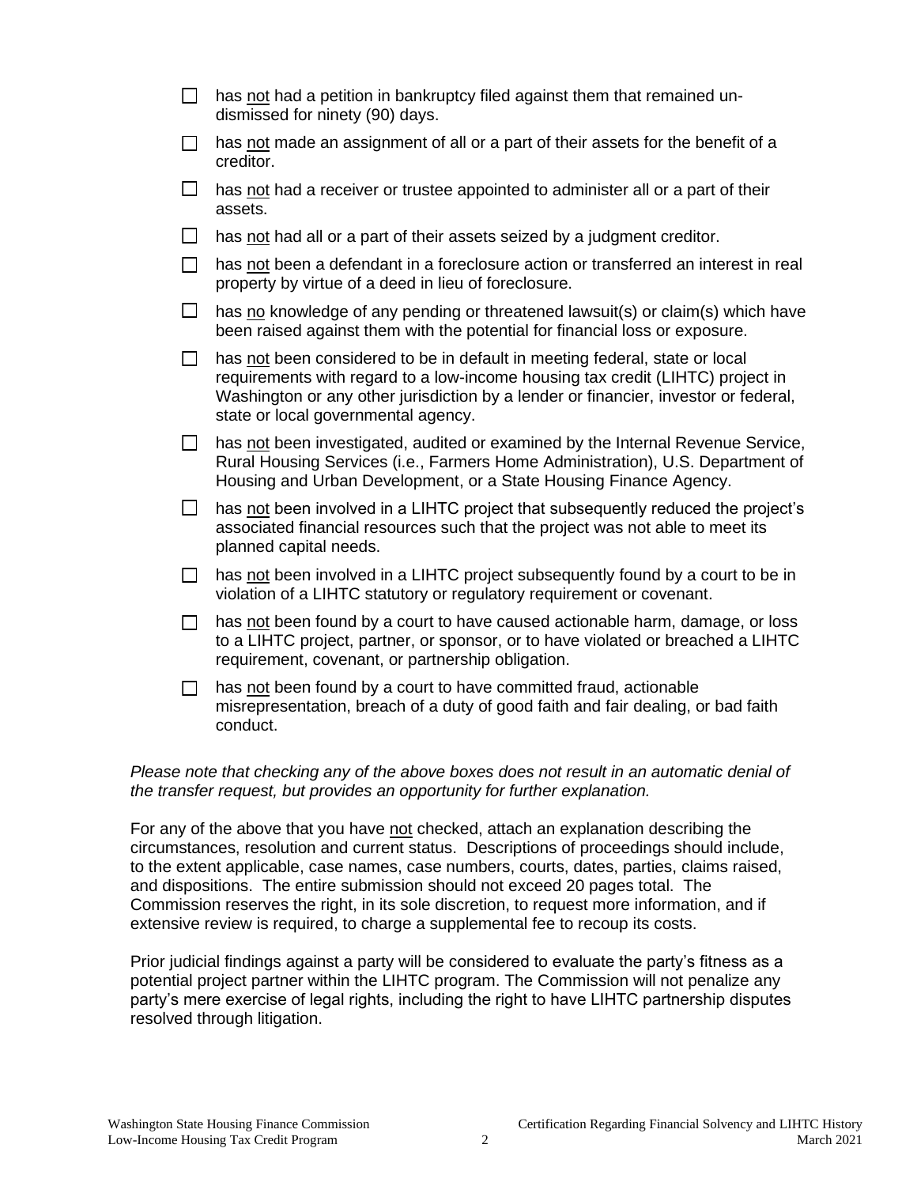- ☐ has <u>not</u> had a petition in bankruptcy filed against them that remained un-dismissed for ninety (90) days.
- ☐ has <u>not</u> made an assignment of all or a part of their assets for the benefit of a creditor.
- ☐ has <u>not</u> had a receiver or trustee appointed to administer all or a part of their assets.
- ☐ has <u>not</u> had all or a part of their assets seized by a judgment creditor.
- ☐ has <u>not</u> been a defendant in a foreclosure action or transferred an interest in real property by virtue of a deed in lieu of foreclosure.
- ☐ has <u>no</u> knowledge of any pending or threatened lawsuit(s) or claim(s) which have been raised against them with the potential for financial loss or exposure.
- ☐ has <u>not</u> been considered to be in default in meeting federal, state or local requirements with regard to a low-income housing tax credit (LIHTC) project in Washington or any other jurisdiction by a lender or financier, investor or federal, state or local governmental agency.
- ☐ has <u>not</u> been investigated, audited or examined by the Internal Revenue Service, Rural Housing Services (i.e., Farmers Home Administration), U.S. Department of Housing and Urban Development, or a State Housing Finance Agency.
- ☐ has <u>not</u> been involved in a LIHTC project that subsequently reduced the project's associated financial resources such that the project was not able to meet its planned capital needs.
- ☐ has <u>not</u> been involved in a LIHTC project subsequently found by a court to be in violation of a LIHTC statutory or regulatory requirement or covenant.
- ☐ has <u>not</u> been found by a court to have caused actionable harm, damage, or loss to a LIHTC project, partner, or sponsor, or to have violated or breached a LIHTC requirement, covenant, or partnership obligation.
- ☐ has <u>not</u> been found by a court to have committed fraud, actionable misrepresentation, breach of a duty of good faith and fair dealing, or bad faith conduct.

*Please note that checking any of the above boxes does not result in an automatic denial of the transfer request, but provides an opportunity for further explanation.*

For any of the above that you have <u>not</u> checked, attach an explanation describing the circumstances, resolution and current status. Descriptions of proceedings should include, to the extent applicable, case names, case numbers, courts, dates, parties, claims raised, and dispositions. The entire submission should not exceed 20 pages total. The Commission reserves the right, in its sole discretion, to request more information, and if extensive review is required, to charge a supplemental fee to recoup its costs.

Prior judicial findings against a party will be considered to evaluate the party's fitness as a potential project partner within the LIHTC program. The Commission will not penalize any party's mere exercise of legal rights, including the right to have LIHTC partnership disputes resolved through litigation.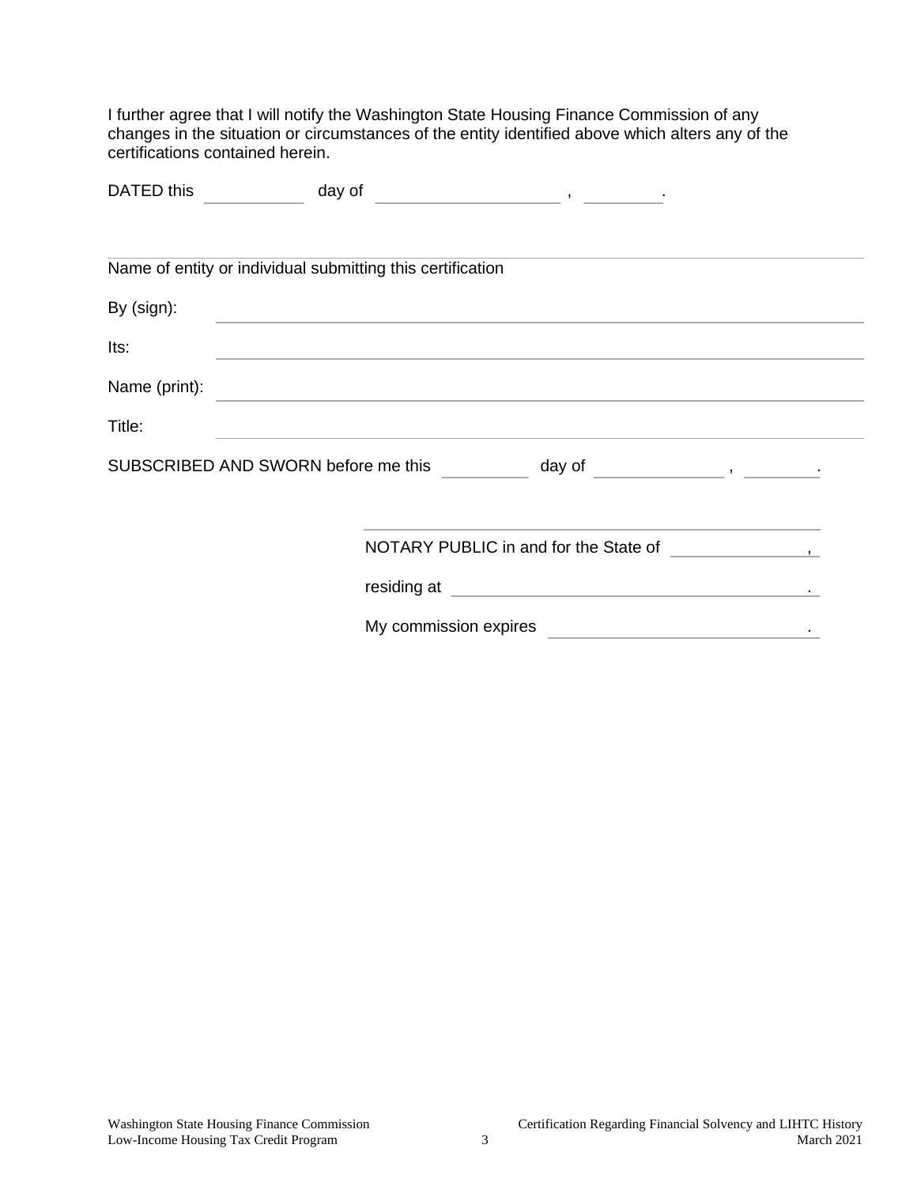I further agree that I will notify the Washington State Housing Finance Commission of any changes in the situation or circumstances of the entity identified above which alters any of the certifications contained herein.

DATED this ____________ day of ______________________ , __________.

______________________________________________________________

Name of entity or individual submitting this certification

By (sign): ______________________________________________________________

Its: ______________________________________________________________

Name (print): ______________________________________________________________

Title: ______________________________________________________________

SUBSCRIBED AND SWORN before me this ___________ day of _________________ , _________.

______________________________________________

NOTARY PUBLIC in and for the State of _________________ ,

residing at ______________________________________________ .

My commission expires ________________________________ .